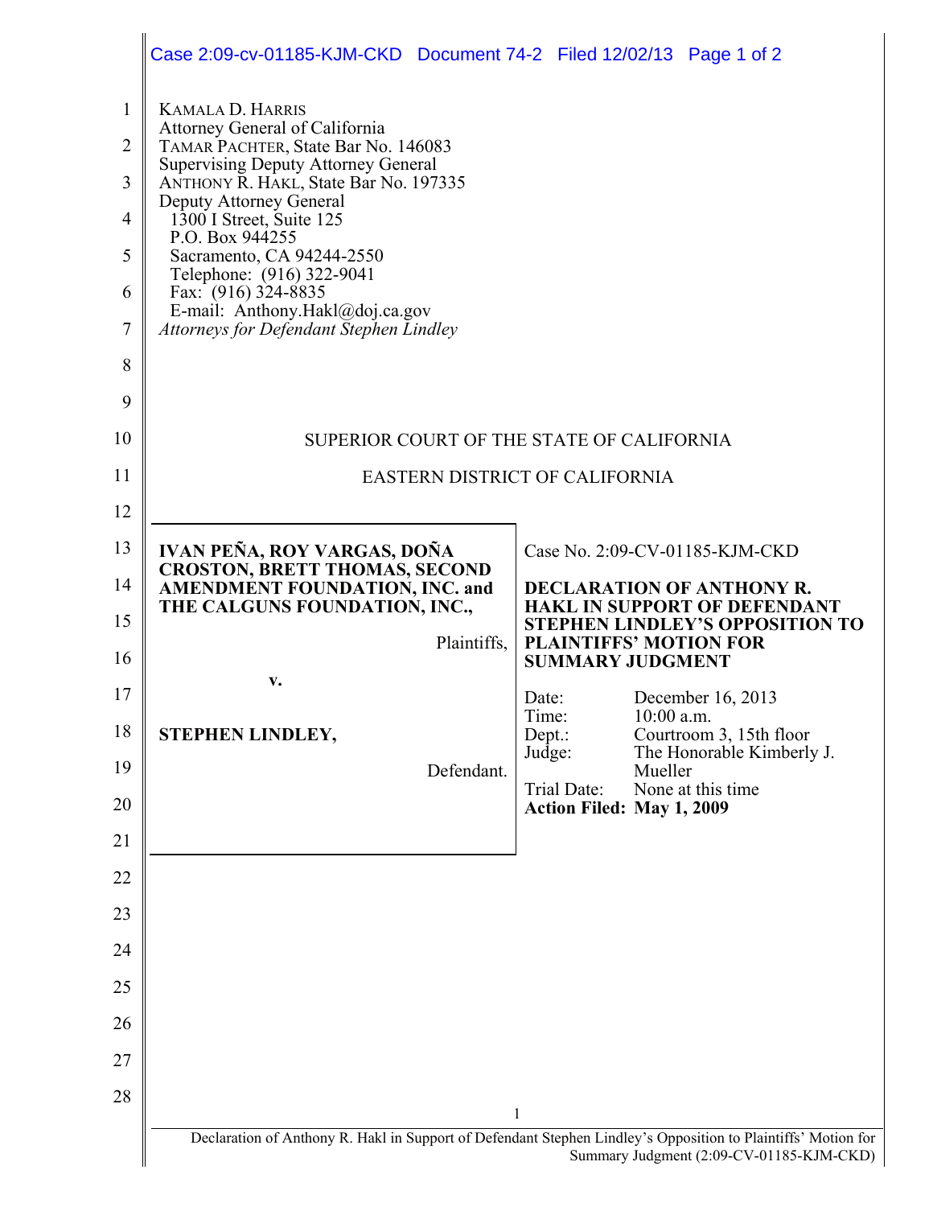KAMALA D. HARRIS
Attorney General of California
TAMAR PACHTER, State Bar No. 146083
Supervising Deputy Attorney General
ANTHONY R. HAKL, State Bar No. 197335
Deputy Attorney General
1300 I Street, Suite 125
P.O. Box 944255
Sacramento, CA 94244-2550
Telephone: (916) 322-9041
Fax: (916) 324-8835
E-mail: Anthony.Hakl@doj.ca.gov
*Attorneys for Defendant Stephen Lindley*

SUPERIOR COURT OF THE STATE OF CALIFORNIA

EASTERN DISTRICT OF CALIFORNIA

**IVAN PEÑA, ROY VARGAS, DOÑA CROSTON, BRETT THOMAS, SECOND AMENDMENT FOUNDATION, INC. and THE CALGUNS FOUNDATION, INC.,**

Plaintiffs,

**v.**

**STEPHEN LINDLEY,**

Defendant.

Case No. 2:09-CV-01185-KJM-CKD

**DECLARATION OF ANTHONY R. HAKL IN SUPPORT OF DEFENDANT STEPHEN LINDLEY'S OPPOSITION TO PLAINTIFFS' MOTION FOR SUMMARY JUDGMENT**

Date: December 16, 2013
Time: 10:00 a.m.
Dept.: Courtroom 3, 15th floor
Judge: The Honorable Kimberly J. Mueller
Trial Date: None at this time
**Action Filed: May 1, 2009**

Declaration of Anthony R. Hakl in Support of Defendant Stephen Lindley's Opposition to Plaintiffs' Motion for Summary Judgment (2:09-CV-01185-KJM-CKD)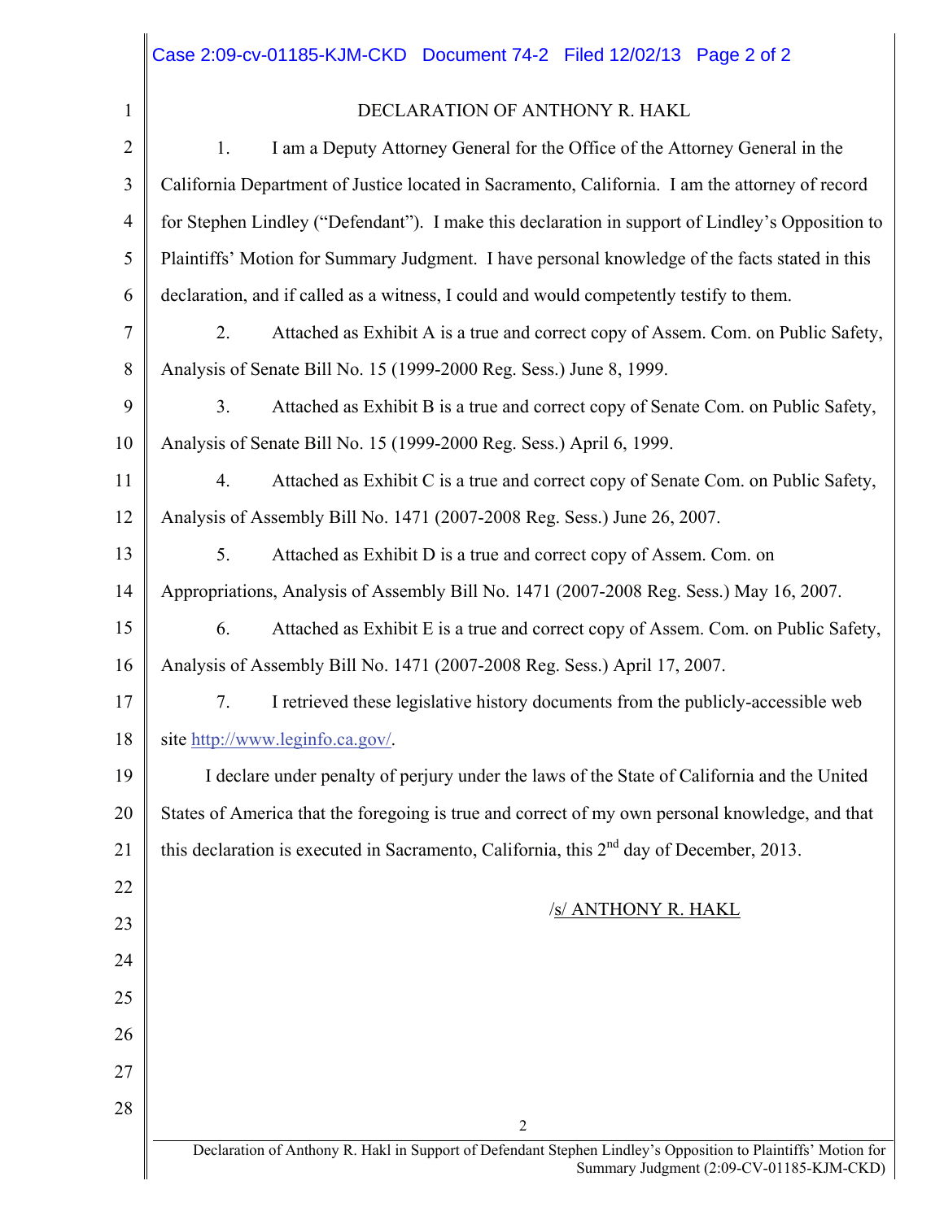# DECLARATION OF ANTHONY R. HAKL

1. I am a Deputy Attorney General for the Office of the Attorney General in the California Department of Justice located in Sacramento, California. I am the attorney of record for Stephen Lindley ("Defendant"). I make this declaration in support of Lindley's Opposition to Plaintiffs' Motion for Summary Judgment. I have personal knowledge of the facts stated in this declaration, and if called as a witness, I could and would competently testify to them.

2. Attached as Exhibit A is a true and correct copy of Assem. Com. on Public Safety, Analysis of Senate Bill No. 15 (1999-2000 Reg. Sess.) June 8, 1999.

3. Attached as Exhibit B is a true and correct copy of Senate Com. on Public Safety, Analysis of Senate Bill No. 15 (1999-2000 Reg. Sess.) April 6, 1999.

4. Attached as Exhibit C is a true and correct copy of Senate Com. on Public Safety, Analysis of Assembly Bill No. 1471 (2007-2008 Reg. Sess.) June 26, 2007.

5. Attached as Exhibit D is a true and correct copy of Assem. Com. on Appropriations, Analysis of Assembly Bill No. 1471 (2007-2008 Reg. Sess.) May 16, 2007.

6. Attached as Exhibit E is a true and correct copy of Assem. Com. on Public Safety, Analysis of Assembly Bill No. 1471 (2007-2008 Reg. Sess.) April 17, 2007.

7. I retrieved these legislative history documents from the publicly-accessible web site http://www.leginfo.ca.gov/.

I declare under penalty of perjury under the laws of the State of California and the United States of America that the foregoing is true and correct of my own personal knowledge, and that this declaration is executed in Sacramento, California, this 2nd day of December, 2013.

/s/ ANTHONY R. HAKL

Declaration of Anthony R. Hakl in Support of Defendant Stephen Lindley's Opposition to Plaintiffs' Motion for Summary Judgment (2:09-CV-01185-KJM-CKD)